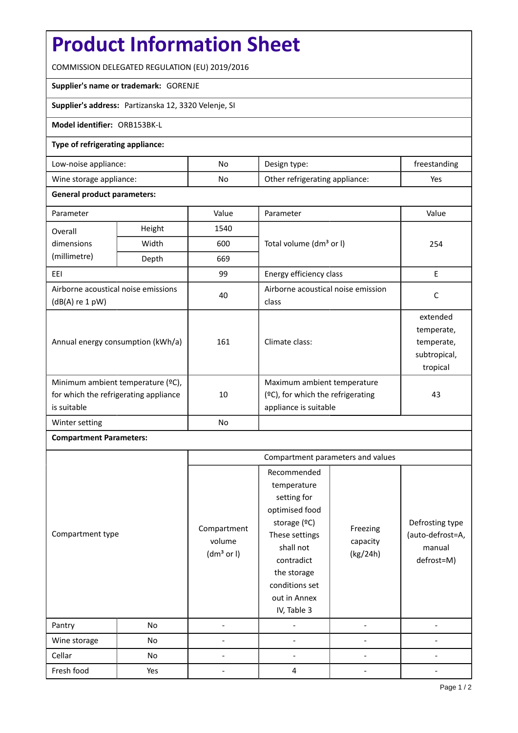# Product Information Sheet

COMMISSION DELEGATED REGULATION (EU) 2019/2016

**Supplier's name or trademark:** GORENJE

**Supplier's address:** Partizanska 12, 3320 Velenje, SI

**Model identifier:** ORB153BK-L

**Type of refrigerating appliance:**

| | | | |
|---|---|---|---|
| Low-noise appliance: | No | Design type: | freestanding |
| Wine storage appliance: | No | Other refrigerating appliance: | Yes |

**General product parameters:**

| Parameter | | Value | Parameter | Value |
|---|---|---|---|---|
| Overall dimensions (millimetre) | Height | 1540 | Total volume (dm³ or l) | 254 |
| | Width | 600 | | |
| | Depth | 669 | | |
| EEI | | 99 | Energy efficiency class | E |
| Airborne acoustical noise emissions (dB(A) re 1 pW) | | 40 | Airborne acoustical noise emission class | C |
| Annual energy consumption (kWh/a) | | 161 | Climate class: | extended temperate, temperate, subtropical, tropical |
| Minimum ambient temperature (ºC), for which the refrigerating appliance is suitable | | 10 | Maximum ambient temperature (ºC), for which the refrigerating appliance is suitable | 43 |
| Winter setting | | No | | |

**Compartment Parameters:**

| Compartment type | | Compartment parameters and values | | | |
|---|---|---|---|---|---|
| | | Compartment volume (dm³ or l) | Recommended temperature setting for optimised food storage (ºC) These settings shall not contradict the storage conditions set out in Annex IV, Table 3 | Freezing capacity (kg/24h) | Defrosting type (auto-defrost=A, manual defrost=M) |
| Pantry | No | - | - | - | - |
| Wine storage | No | - | - | - | - |
| Cellar | No | - | - | - | - |
| Fresh food | Yes | - | 4 | - | - |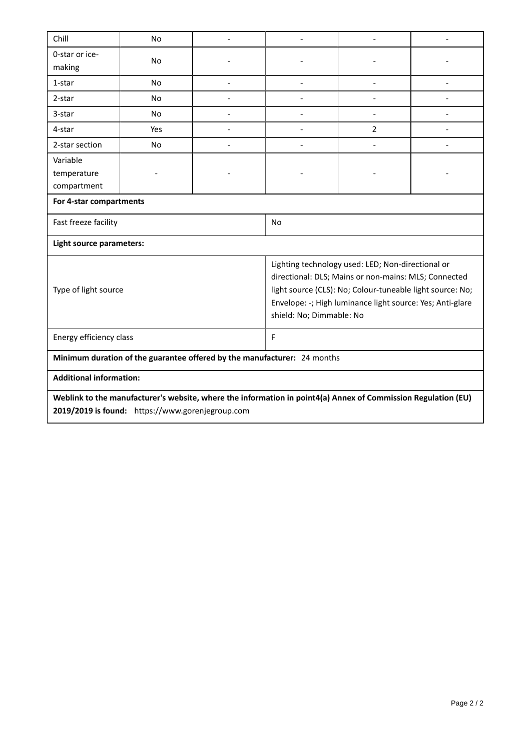| | | | | | |
|---|---|---|---|---|---|
| Chill | No | - | - | - | - |
| 0-star or ice-making | No | - | - | - | - |
| 1-star | No | - | - | - | - |
| 2-star | No | - | - | - | - |
| 3-star | No | - | - | - | - |
| 4-star | Yes | - | - | 2 | - |
| 2-star section | No | - | - | - | - |
| Variable temperature compartment | - | - | - | - | - |

| | |
|---|---|
| **For 4-star compartments** | |
| Fast freeze facility | No |
| **Light source parameters:** | |
| Type of light source | Lighting technology used: LED; Non-directional or directional: DLS; Mains or non-mains: MLS; Connected light source (CLS): No; Colour-tuneable light source: No; Envelope: -; High luminance light source: Yes; Anti-glare shield: No; Dimmable: No |
| Energy efficiency class | F |
| **Minimum duration of the guarantee offered by the manufacturer:** 24 months | |
| **Additional information:** | |
| **Weblink to the manufacturer's website, where the information in point4(a) Annex of Commission Regulation (EU) 2019/2019 is found:** https://www.gorenjegroup.com | |